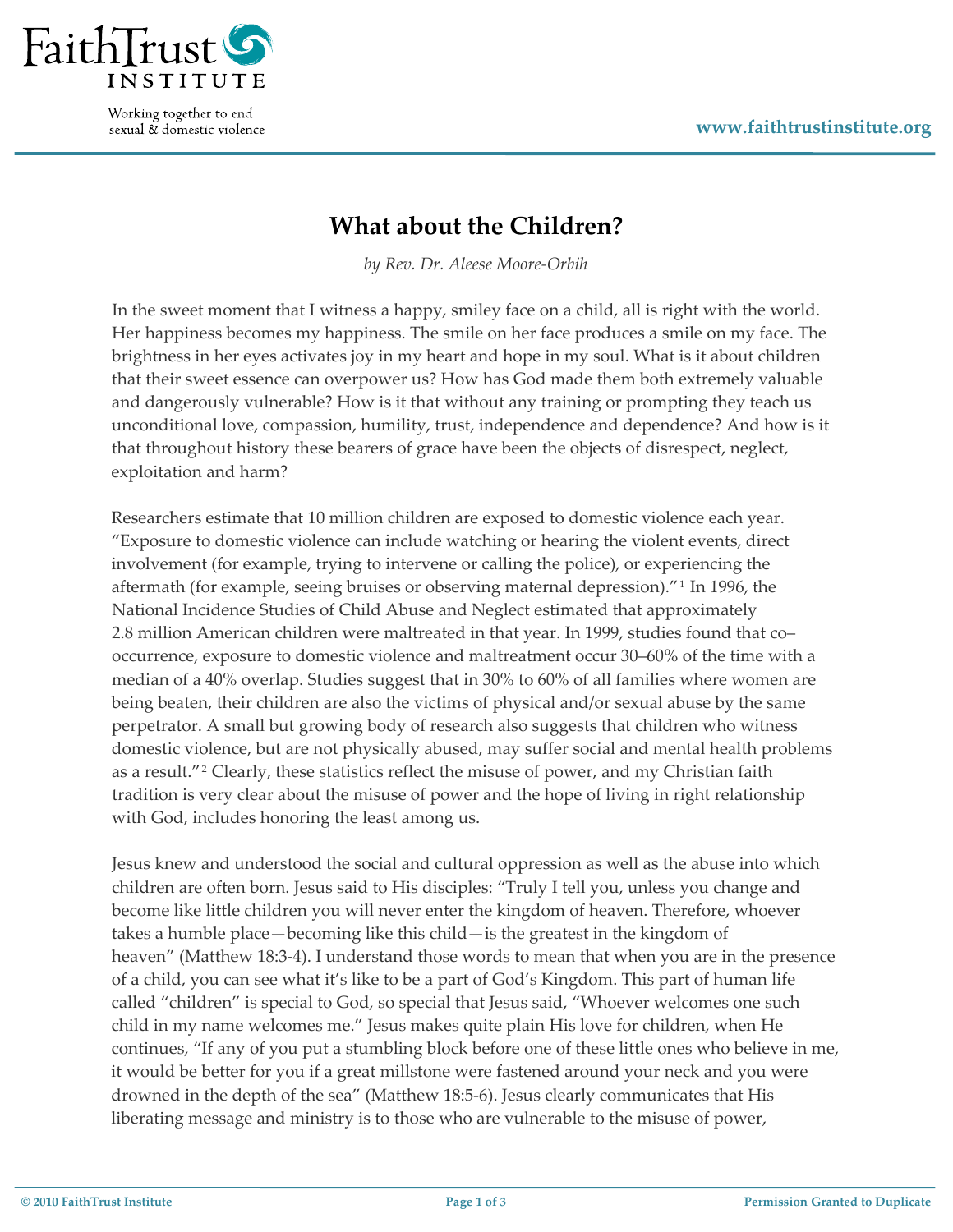# What about the Children?

*by Rev. Dr. Aleese Moore-Orbih*

In the sweet moment that I witness a happy, smiley face on a child, all is right with the world. Her happiness becomes my happiness. The smile on her face produces a smile on my face. The brightness in her eyes activates joy in my heart and hope in my soul. What is it about children that their sweet essence can overpower us? How has God made them both extremely valuable and dangerously vulnerable? How is it that without any training or prompting they teach us unconditional love, compassion, humility, trust, independence and dependence? And how is it that throughout history these bearers of grace have been the objects of disrespect, neglect, exploitation and harm?

Researchers estimate that 10 million children are exposed to domestic violence each year. "Exposure to domestic violence can include watching or hearing the violent events, direct involvement (for example, trying to intervene or calling the police), or experiencing the aftermath (for example, seeing bruises or observing maternal depression)."[1] In 1996, the National Incidence Studies of Child Abuse and Neglect estimated that approximately 2.8 million American children were maltreated in that year. In 1999, studies found that co–occurrence, exposure to domestic violence and maltreatment occur 30–60% of the time with a median of a 40% overlap. Studies suggest that in 30% to 60% of all families where women are being beaten, their children are also the victims of physical and/or sexual abuse by the same perpetrator. A small but growing body of research also suggests that children who witness domestic violence, but are not physically abused, may suffer social and mental health problems as a result."[2] Clearly, these statistics reflect the misuse of power, and my Christian faith tradition is very clear about the misuse of power and the hope of living in right relationship with God, includes honoring the least among us.

Jesus knew and understood the social and cultural oppression as well as the abuse into which children are often born. Jesus said to His disciples: "Truly I tell you, unless you change and become like little children you will never enter the kingdom of heaven. Therefore, whoever takes a humble place—becoming like this child—is the greatest in the kingdom of heaven" (Matthew 18:3-4). I understand those words to mean that when you are in the presence of a child, you can see what it's like to be a part of God's Kingdom. This part of human life called "children" is special to God, so special that Jesus said, "Whoever welcomes one such child in my name welcomes me." Jesus makes quite plain His love for children, when He continues, "If any of you put a stumbling block before one of these little ones who believe in me, it would be better for you if a great millstone were fastened around your neck and you were drowned in the depth of the sea" (Matthew 18:5-6). Jesus clearly communicates that His liberating message and ministry is to those who are vulnerable to the misuse of power,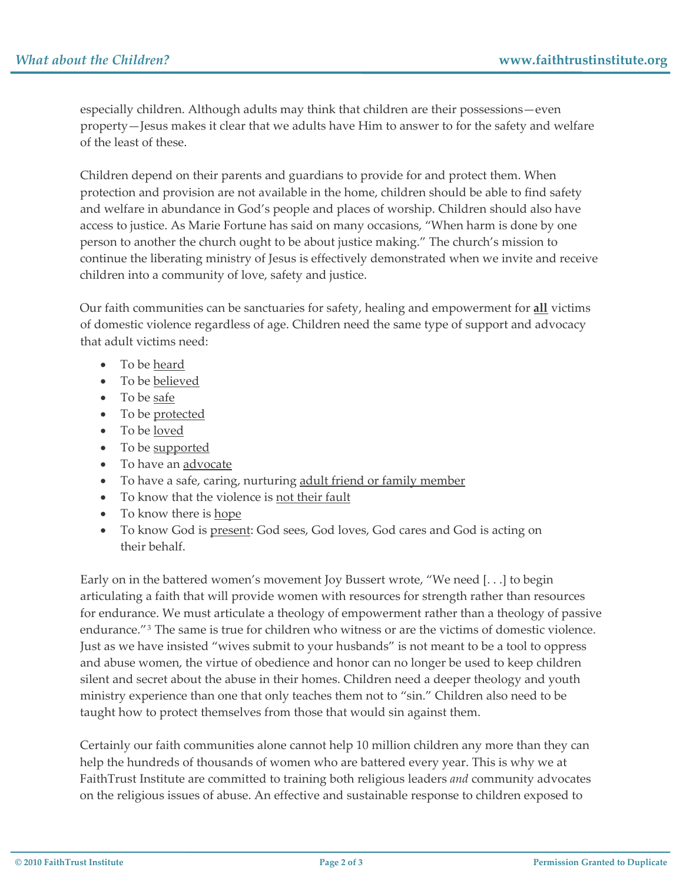especially children. Although adults may think that children are their possessions—even property—Jesus makes it clear that we adults have Him to answer to for the safety and welfare of the least of these.

Children depend on their parents and guardians to provide for and protect them. When protection and provision are not available in the home, children should be able to find safety and welfare in abundance in God's people and places of worship. Children should also have access to justice. As Marie Fortune has said on many occasions, "When harm is done by one person to another the church ought to be about justice making." The church's mission to continue the liberating ministry of Jesus is effectively demonstrated when we invite and receive children into a community of love, safety and justice.

Our faith communities can be sanctuaries for safety, healing and empowerment for **all** victims of domestic violence regardless of age. Children need the same type of support and advocacy that adult victims need:

- To be heard
- To be believed
- To be safe
- To be protected
- To be loved
- To be supported
- To have an advocate
- To have a safe, caring, nurturing adult friend or family member
- To know that the violence is not their fault
- To know there is hope
- To know God is present: God sees, God loves, God cares and God is acting on their behalf.

Early on in the battered women's movement Joy Bussert wrote, "We need [. . .] to begin articulating a faith that will provide women with resources for strength rather than resources for endurance. We must articulate a theology of empowerment rather than a theology of passive endurance."[3] The same is true for children who witness or are the victims of domestic violence. Just as we have insisted "wives submit to your husbands" is not meant to be a tool to oppress and abuse women, the virtue of obedience and honor can no longer be used to keep children silent and secret about the abuse in their homes. Children need a deeper theology and youth ministry experience than one that only teaches them not to "sin." Children also need to be taught how to protect themselves from those that would sin against them.

Certainly our faith communities alone cannot help 10 million children any more than they can help the hundreds of thousands of women who are battered every year. This is why we at FaithTrust Institute are committed to training both religious leaders *and* community advocates on the religious issues of abuse. An effective and sustainable response to children exposed to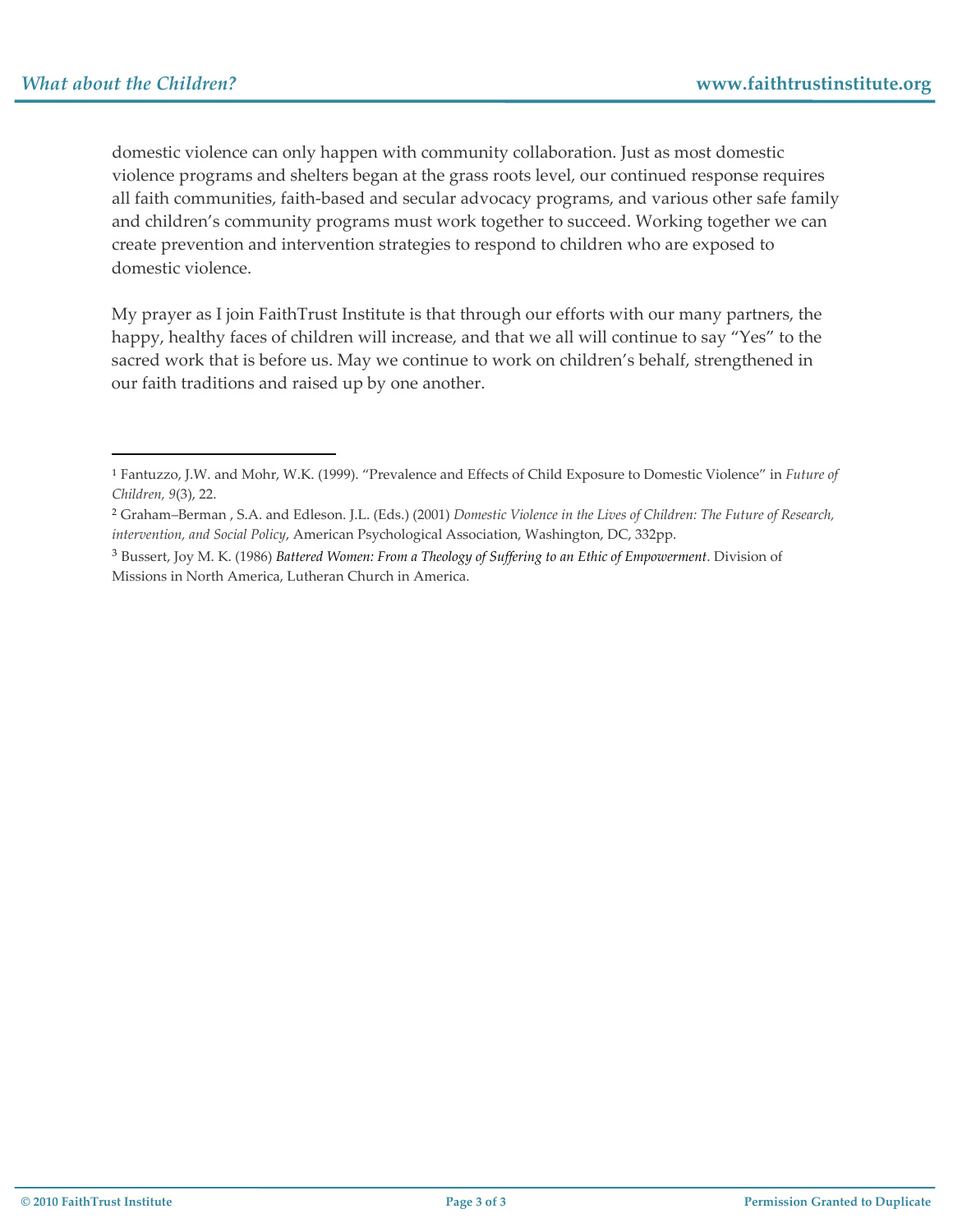domestic violence can only happen with community collaboration. Just as most domestic violence programs and shelters began at the grass roots level, our continued response requires all faith communities, faith-based and secular advocacy programs, and various other safe family and children's community programs must work together to succeed. Working together we can create prevention and intervention strategies to respond to children who are exposed to domestic violence.

My prayer as I join FaithTrust Institute is that through our efforts with our many partners, the happy, healthy faces of children will increase, and that we all will continue to say "Yes" to the sacred work that is before us. May we continue to work on children's behalf, strengthened in our faith traditions and raised up by one another.

---

[1] Fantuzzo, J.W. and Mohr, W.K. (1999). "Prevalence and Effects of Child Exposure to Domestic Violence" in *Future of Children, 9*(3), 22.

[2] Graham–Berman , S.A. and Edleson. J.L. (Eds.) (2001) *Domestic Violence in the Lives of Children: The Future of Research, intervention, and Social Policy*, American Psychological Association, Washington, DC, 332pp.

[3] Bussert, Joy M. K. (1986) *Battered Women: From a Theology of Suffering to an Ethic of Empowerment*. Division of Missions in North America, Lutheran Church in America.